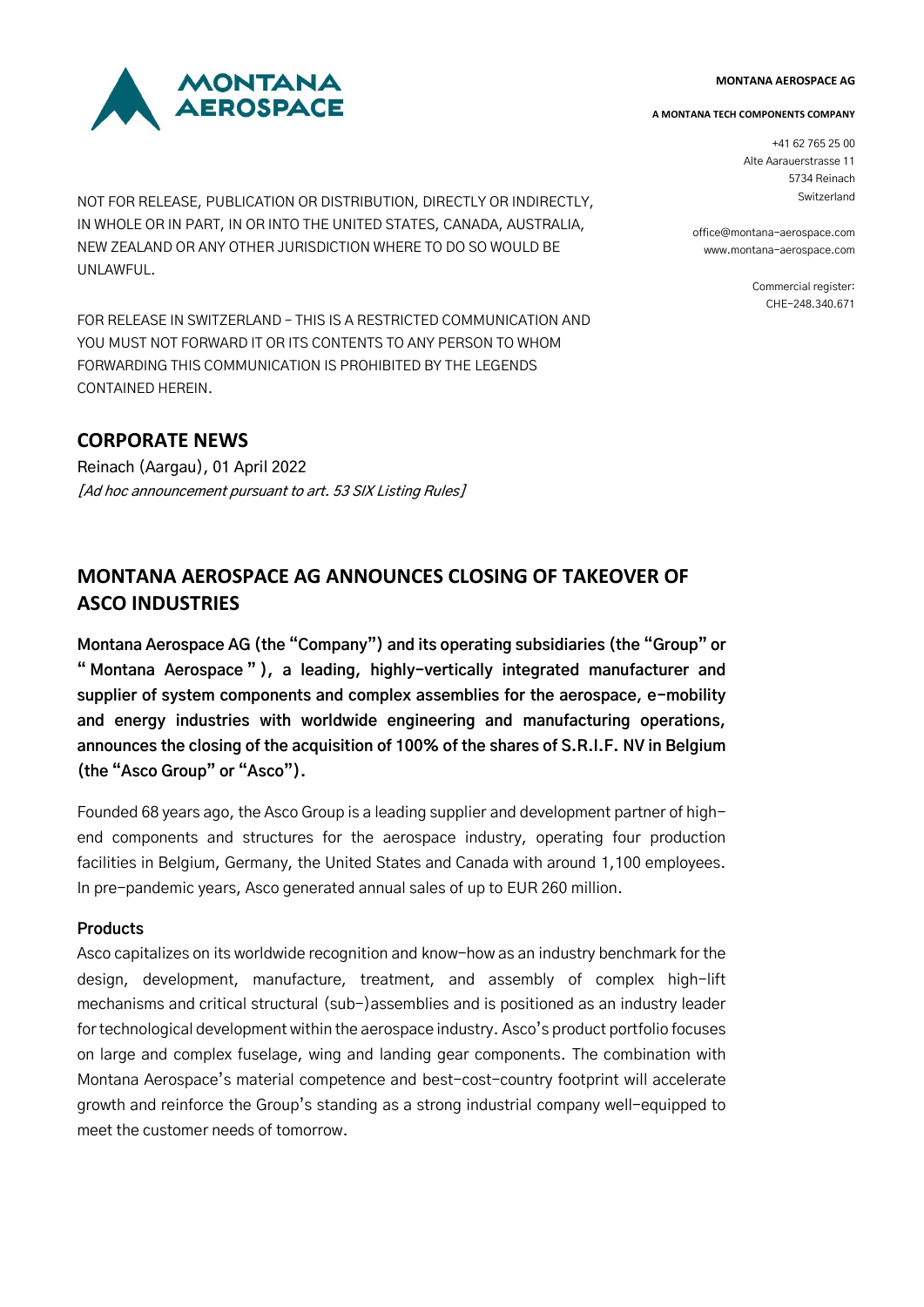**MONTANA AEROSPACE AG**

**A MONTANA TECH COMPONENTS COMPANY**

+41 62 765 25 00
Alte Aarauerstrasse 11
5734 Reinach
Switzerland

office@montana-aerospace.com
www.montana-aerospace.com

Commercial register:
CHE-248.340.671

NOT FOR RELEASE, PUBLICATION OR DISTRIBUTION, DIRECTLY OR INDIRECTLY, IN WHOLE OR IN PART, IN OR INTO THE UNITED STATES, CANADA, AUSTRALIA, NEW ZEALAND OR ANY OTHER JURISDICTION WHERE TO DO SO WOULD BE UNLAWFUL.

FOR RELEASE IN SWITZERLAND – THIS IS A RESTRICTED COMMUNICATION AND YOU MUST NOT FORWARD IT OR ITS CONTENTS TO ANY PERSON TO WHOM FORWARDING THIS COMMUNICATION IS PROHIBITED BY THE LEGENDS CONTAINED HEREIN.

## CORPORATE NEWS

Reinach (Aargau), 01 April 2022
*[Ad hoc announcement pursuant to art. 53 SIX Listing Rules]*

# MONTANA AEROSPACE AG ANNOUNCES CLOSING OF TAKEOVER OF ASCO INDUSTRIES

**Montana Aerospace AG (the "Company") and its operating subsidiaries (the "Group" or "Montana Aerospace"), a leading, highly-vertically integrated manufacturer and supplier of system components and complex assemblies for the aerospace, e-mobility and energy industries with worldwide engineering and manufacturing operations, announces the closing of the acquisition of 100% of the shares of S.R.I.F. NV in Belgium (the "Asco Group" or "Asco").**

Founded 68 years ago, the Asco Group is a leading supplier and development partner of high-end components and structures for the aerospace industry, operating four production facilities in Belgium, Germany, the United States and Canada with around 1,100 employees. In pre-pandemic years, Asco generated annual sales of up to EUR 260 million.

### Products

Asco capitalizes on its worldwide recognition and know-how as an industry benchmark for the design, development, manufacture, treatment, and assembly of complex high-lift mechanisms and critical structural (sub-)assemblies and is positioned as an industry leader for technological development within the aerospace industry. Asco's product portfolio focuses on large and complex fuselage, wing and landing gear components. The combination with Montana Aerospace's material competence and best-cost-country footprint will accelerate growth and reinforce the Group's standing as a strong industrial company well-equipped to meet the customer needs of tomorrow.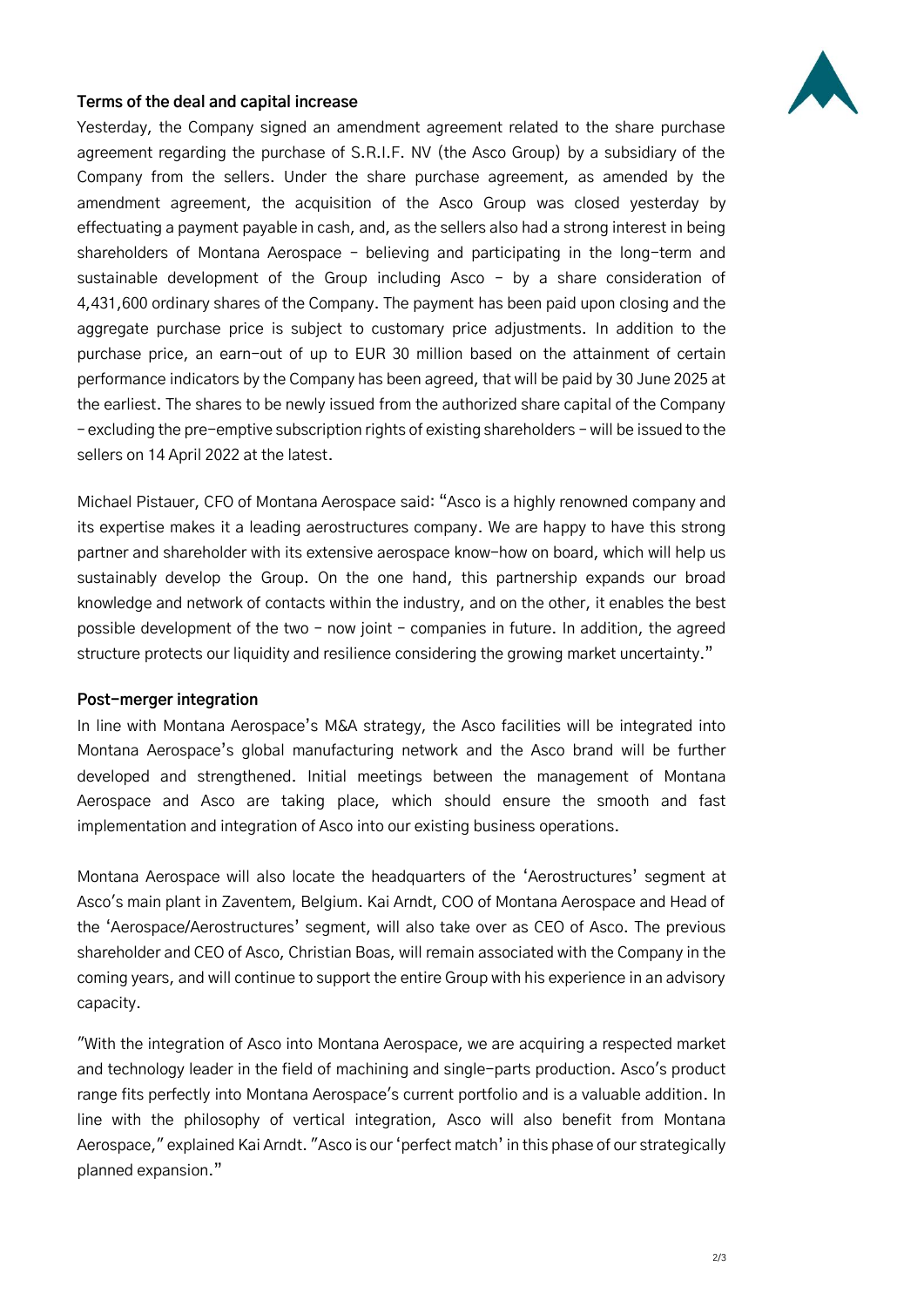### Terms of the deal and capital increase

Yesterday, the Company signed an amendment agreement related to the share purchase agreement regarding the purchase of S.R.I.F. NV (the Asco Group) by a subsidiary of the Company from the sellers. Under the share purchase agreement, as amended by the amendment agreement, the acquisition of the Asco Group was closed yesterday by effectuating a payment payable in cash, and, as the sellers also had a strong interest in being shareholders of Montana Aerospace – believing and participating in the long-term and sustainable development of the Group including Asco – by a share consideration of 4,431,600 ordinary shares of the Company. The payment has been paid upon closing and the aggregate purchase price is subject to customary price adjustments. In addition to the purchase price, an earn-out of up to EUR 30 million based on the attainment of certain performance indicators by the Company has been agreed, that will be paid by 30 June 2025 at the earliest. The shares to be newly issued from the authorized share capital of the Company – excluding the pre-emptive subscription rights of existing shareholders – will be issued to the sellers on 14 April 2022 at the latest.

Michael Pistauer, CFO of Montana Aerospace said: "Asco is a highly renowned company and its expertise makes it a leading aerostructures company. We are happy to have this strong partner and shareholder with its extensive aerospace know-how on board, which will help us sustainably develop the Group. On the one hand, this partnership expands our broad knowledge and network of contacts within the industry, and on the other, it enables the best possible development of the two – now joint – companies in future. In addition, the agreed structure protects our liquidity and resilience considering the growing market uncertainty."

### Post-merger integration

In line with Montana Aerospace's M&A strategy, the Asco facilities will be integrated into Montana Aerospace's global manufacturing network and the Asco brand will be further developed and strengthened. Initial meetings between the management of Montana Aerospace and Asco are taking place, which should ensure the smooth and fast implementation and integration of Asco into our existing business operations.

Montana Aerospace will also locate the headquarters of the 'Aerostructures' segment at Asco's main plant in Zaventem, Belgium. Kai Arndt, COO of Montana Aerospace and Head of the 'Aerospace/Aerostructures' segment, will also take over as CEO of Asco. The previous shareholder and CEO of Asco, Christian Boas, will remain associated with the Company in the coming years, and will continue to support the entire Group with his experience in an advisory capacity.

"With the integration of Asco into Montana Aerospace, we are acquiring a respected market and technology leader in the field of machining and single-parts production. Asco's product range fits perfectly into Montana Aerospace's current portfolio and is a valuable addition. In line with the philosophy of vertical integration, Asco will also benefit from Montana Aerospace," explained Kai Arndt. "Asco is our 'perfect match' in this phase of our strategically planned expansion."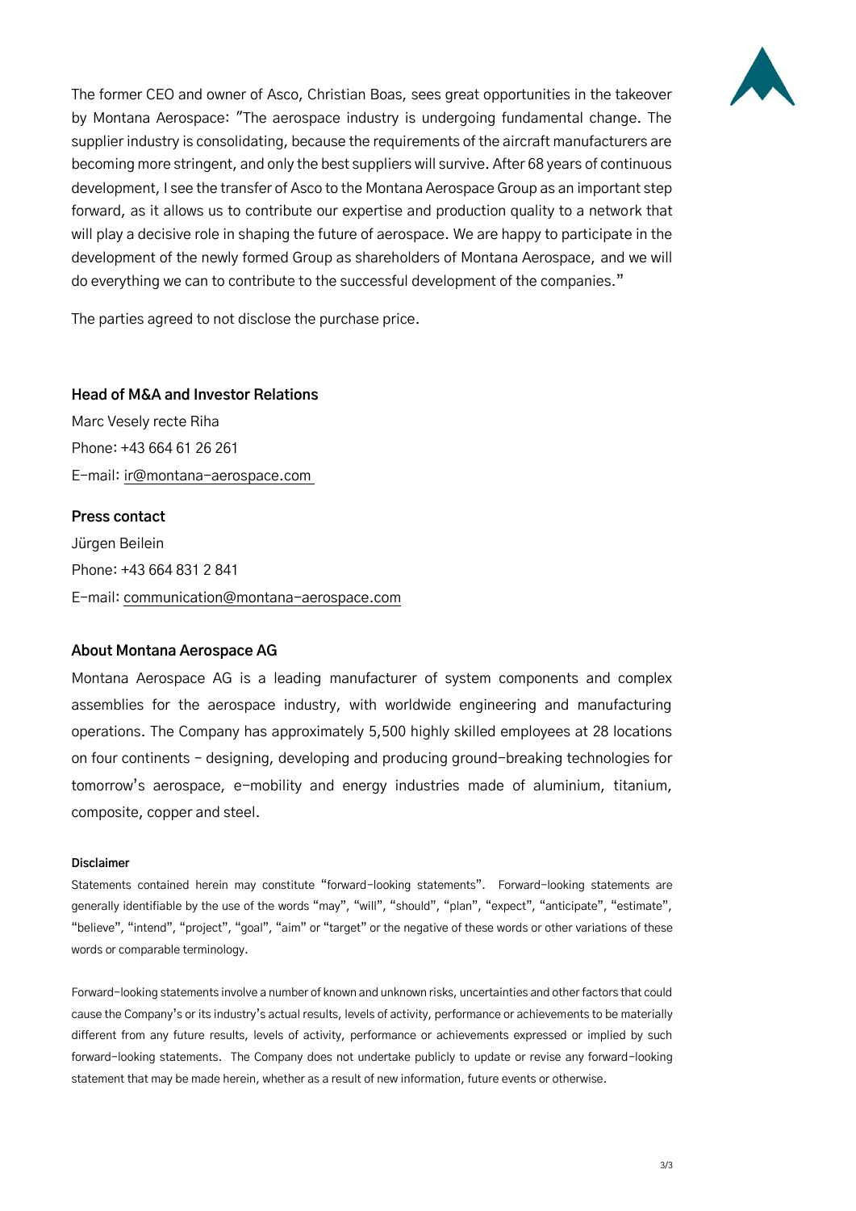The former CEO and owner of Asco, Christian Boas, sees great opportunities in the takeover by Montana Aerospace: "The aerospace industry is undergoing fundamental change. The supplier industry is consolidating, because the requirements of the aircraft manufacturers are becoming more stringent, and only the best suppliers will survive. After 68 years of continuous development, I see the transfer of Asco to the Montana Aerospace Group as an important step forward, as it allows us to contribute our expertise and production quality to a network that will play a decisive role in shaping the future of aerospace. We are happy to participate in the development of the newly formed Group as shareholders of Montana Aerospace, and we will do everything we can to contribute to the successful development of the companies."

The parties agreed to not disclose the purchase price.

**Head of M&A and Investor Relations**

Marc Vesely recte Riha
Phone: +43 664 61 26 261
E-mail: ir@montana-aerospace.com

**Press contact**

Jürgen Beilein
Phone: +43 664 831 2 841
E-mail: communication@montana-aerospace.com

**About Montana Aerospace AG**

Montana Aerospace AG is a leading manufacturer of system components and complex assemblies for the aerospace industry, with worldwide engineering and manufacturing operations. The Company has approximately 5,500 highly skilled employees at 28 locations on four continents – designing, developing and producing ground-breaking technologies for tomorrow's aerospace, e-mobility and energy industries made of aluminium, titanium, composite, copper and steel.

**Disclaimer**

Statements contained herein may constitute "forward-looking statements". Forward-looking statements are generally identifiable by the use of the words "may", "will", "should", "plan", "expect", "anticipate", "estimate", "believe", "intend", "project", "goal", "aim" or "target" or the negative of these words or other variations of these words or comparable terminology.

Forward-looking statements involve a number of known and unknown risks, uncertainties and other factors that could cause the Company's or its industry's actual results, levels of activity, performance or achievements to be materially different from any future results, levels of activity, performance or achievements expressed or implied by such forward-looking statements. The Company does not undertake publicly to update or revise any forward-looking statement that may be made herein, whether as a result of new information, future events or otherwise.